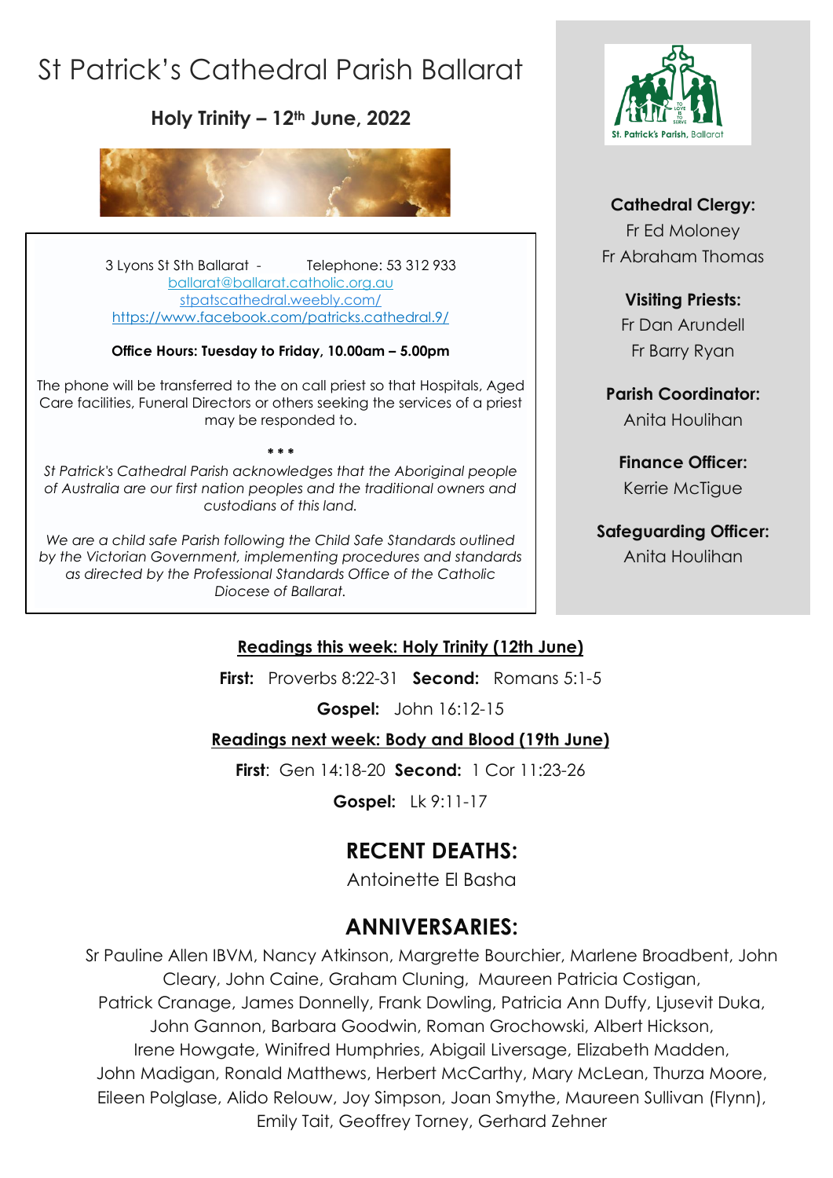# St Patrick's Cathedral Parish Ballarat

**Holy Trinity – 12th June, 2022**

3 Lyons St Sth Ballarat - Telephone: 53 312 933
ballarat@ballarat.catholic.org.au
stpatscathedral.weebly.com/
https://www.facebook.com/patricks.cathedral.9/

**Office Hours: Tuesday to Friday, 10.00am – 5.00pm**

The phone will be transferred to the on call priest so that Hospitals, Aged Care facilities, Funeral Directors or others seeking the services of a priest may be responded to.

\* \* \*

*St Patrick's Cathedral Parish acknowledges that the Aboriginal people of Australia are our first nation peoples and the traditional owners and custodians of this land.*

*We are a child safe Parish following the Child Safe Standards outlined by the Victorian Government, implementing procedures and standards as directed by the Professional Standards Office of the Catholic Diocese of Ballarat.*

St. Patrick's Parish, Ballarat

**Cathedral Clergy:**
Fr Ed Moloney
Fr Abraham Thomas

**Visiting Priests:**
Fr Dan Arundell
Fr Barry Ryan

**Parish Coordinator:**
Anita Houlihan

**Finance Officer:**
Kerrie McTigue

**Safeguarding Officer:**
Anita Houlihan

**Readings this week: Holy Trinity (12th June)**

**First:** Proverbs 8:22-31 **Second:** Romans 5:1-5

**Gospel:** John 16:12-15

**Readings next week: Body and Blood (19th June)**

**First**: Gen 14:18-20 **Second:** 1 Cor 11:23-26

**Gospel:** Lk 9:11-17

## RECENT DEATHS:

Antoinette El Basha

## ANNIVERSARIES:

Sr Pauline Allen IBVM, Nancy Atkinson, Margrette Bourchier, Marlene Broadbent, John Cleary, John Caine, Graham Cluning, Maureen Patricia Costigan, Patrick Cranage, James Donnelly, Frank Dowling, Patricia Ann Duffy, Ljusevit Duka, John Gannon, Barbara Goodwin, Roman Grochowski, Albert Hickson, Irene Howgate, Winifred Humphries, Abigail Liversage, Elizabeth Madden, John Madigan, Ronald Matthews, Herbert McCarthy, Mary McLean, Thurza Moore, Eileen Polglase, Alido Relouw, Joy Simpson, Joan Smythe, Maureen Sullivan (Flynn), Emily Tait, Geoffrey Torney, Gerhard Zehner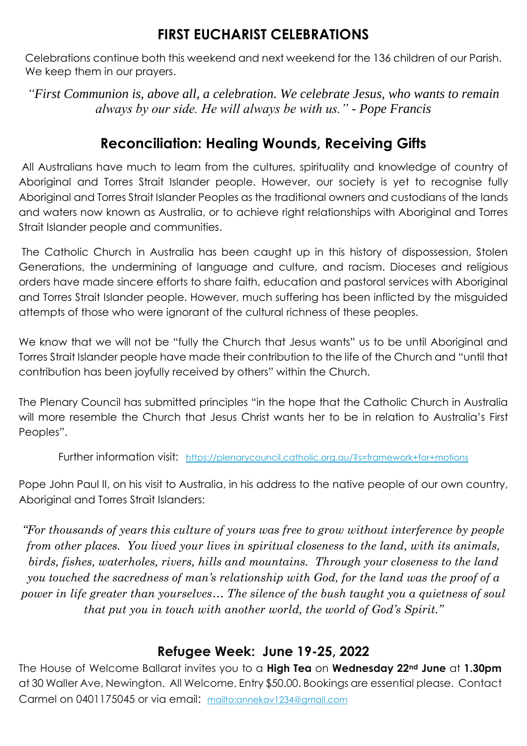## FIRST EUCHARIST CELEBRATIONS

Celebrations continue both this weekend and next weekend for the 136 children of our Parish. We keep them in our prayers.

*"First Communion is, above all, a celebration. We celebrate Jesus, who wants to remain always by our side. He will always be with us." - Pope Francis*

## Reconciliation: Healing Wounds, Receiving Gifts

All Australians have much to learn from the cultures, spirituality and knowledge of country of Aboriginal and Torres Strait Islander people. However, our society is yet to recognise fully Aboriginal and Torres Strait Islander Peoples as the traditional owners and custodians of the lands and waters now known as Australia, or to achieve right relationships with Aboriginal and Torres Strait Islander people and communities.

The Catholic Church in Australia has been caught up in this history of dispossession, Stolen Generations, the undermining of language and culture, and racism. Dioceses and religious orders have made sincere efforts to share faith, education and pastoral services with Aboriginal and Torres Strait Islander people. However, much suffering has been inflicted by the misguided attempts of those who were ignorant of the cultural richness of these peoples.

We know that we will not be "fully the Church that Jesus wants" us to be until Aboriginal and Torres Strait Islander people have made their contribution to the life of the Church and "until that contribution has been joyfully received by others" within the Church.

The Plenary Council has submitted principles "in the hope that the Catholic Church in Australia will more resemble the Church that Jesus Christ wants her to be in relation to Australia's First Peoples".

Further information visit: https://plenarycouncil.catholic.org.au/?s=framework+for+motions

Pope John Paul II, on his visit to Australia, in his address to the native people of our own country, Aboriginal and Torres Strait Islanders:

*"For thousands of years this culture of yours was free to grow without interference by people from other places. You lived your lives in spiritual closeness to the land, with its animals, birds, fishes, waterholes, rivers, hills and mountains. Through your closeness to the land you touched the sacredness of man's relationship with God, for the land was the proof of a power in life greater than yourselves… The silence of the bush taught you a quietness of soul that put you in touch with another world, the world of God's Spirit."*

## Refugee Week: June 19-25, 2022

The House of Welcome Ballarat invites you to a **High Tea** on **Wednesday 22nd June** at **1.30pm** at 30 Waller Ave, Newington. All Welcome. Entry $50.00. Bookings are essential please. Contact Carmel on 0401175045 or via email: mailto:annekav1234@gmail.com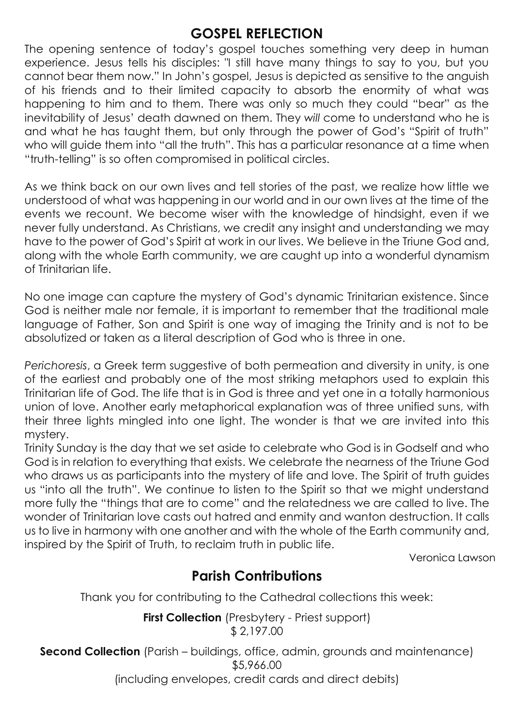## GOSPEL REFLECTION

The opening sentence of today's gospel touches something very deep in human experience. Jesus tells his disciples: "I still have many things to say to you, but you cannot bear them now." In John's gospel, Jesus is depicted as sensitive to the anguish of his friends and to their limited capacity to absorb the enormity of what was happening to him and to them. There was only so much they could "bear" as the inevitability of Jesus' death dawned on them. They *will* come to understand who he is and what he has taught them, but only through the power of God's "Spirit of truth" who will guide them into "all the truth". This has a particular resonance at a time when "truth-telling" is so often compromised in political circles.

As we think back on our own lives and tell stories of the past, we realize how little we understood of what was happening in our world and in our own lives at the time of the events we recount. We become wiser with the knowledge of hindsight, even if we never fully understand. As Christians, we credit any insight and understanding we may have to the power of God's Spirit at work in our lives. We believe in the Triune God and, along with the whole Earth community, we are caught up into a wonderful dynamism of Trinitarian life.

No one image can capture the mystery of God's dynamic Trinitarian existence. Since God is neither male nor female, it is important to remember that the traditional male language of Father, Son and Spirit is one way of imaging the Trinity and is not to be absolutized or taken as a literal description of God who is three in one.

*Perichoresis*, a Greek term suggestive of both permeation and diversity in unity, is one of the earliest and probably one of the most striking metaphors used to explain this Trinitarian life of God. The life that is in God is three and yet one in a totally harmonious union of love. Another early metaphorical explanation was of three unified suns, with their three lights mingled into one light. The wonder is that we are invited into this mystery.

Trinity Sunday is the day that we set aside to celebrate who God is in Godself and who God is in relation to everything that exists. We celebrate the nearness of the Triune God who draws us as participants into the mystery of life and love. The Spirit of truth guides us "into all the truth". We continue to listen to the Spirit so that we might understand more fully the "things that are to come" and the relatedness we are called to live. The wonder of Trinitarian love casts out hatred and enmity and wanton destruction. It calls us to live in harmony with one another and with the whole of the Earth community and, inspired by the Spirit of Truth, to reclaim truth in public life.

Veronica Lawson

## Parish Contributions

Thank you for contributing to the Cathedral collections this week:

**First Collection** (Presbytery - Priest support)
$ 2,197.00

**Second Collection** (Parish – buildings, office, admin, grounds and maintenance)
$5,966.00
(including envelopes, credit cards and direct debits)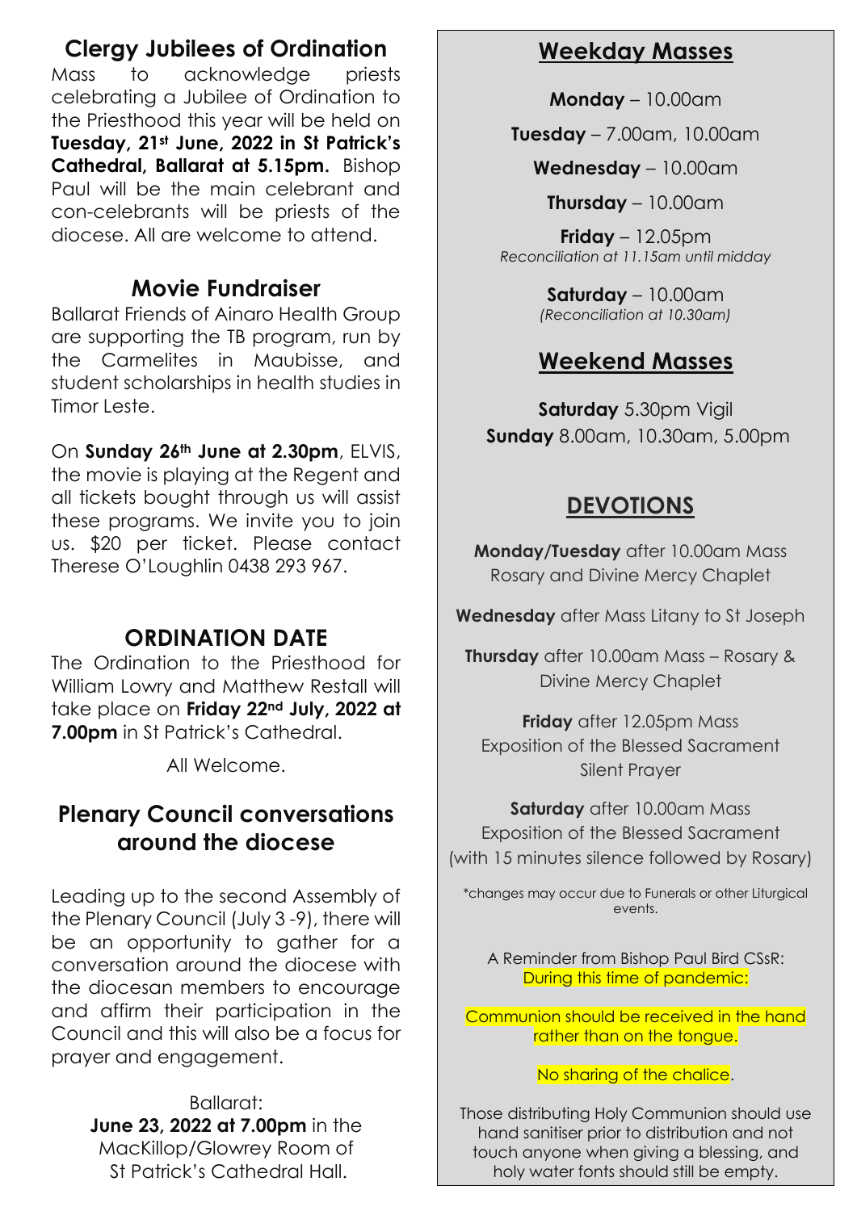## Clergy Jubilees of Ordination

Mass to acknowledge priests celebrating a Jubilee of Ordination to the Priesthood this year will be held on **Tuesday, 21st June, 2022 in St Patrick's Cathedral, Ballarat at 5.15pm.** Bishop Paul will be the main celebrant and con-celebrants will be priests of the diocese. All are welcome to attend.

## Movie Fundraiser

Ballarat Friends of Ainaro Health Group are supporting the TB program, run by the Carmelites in Maubisse, and student scholarships in health studies in Timor Leste.

On **Sunday 26th June at 2.30pm**, ELVIS, the movie is playing at the Regent and all tickets bought through us will assist these programs. We invite you to join us. $20 per ticket. Please contact Therese O'Loughlin 0438 293 967.

## ORDINATION DATE

The Ordination to the Priesthood for William Lowry and Matthew Restall will take place on **Friday 22nd July, 2022 at 7.00pm** in St Patrick's Cathedral.

All Welcome.

## Plenary Council conversations around the diocese

Leading up to the second Assembly of the Plenary Council (July 3 -9), there will be an opportunity to gather for a conversation around the diocese with the diocesan members to encourage and affirm their participation in the Council and this will also be a focus for prayer and engagement.

Ballarat:
**June 23, 2022 at 7.00pm** in the MacKillop/Glowrey Room of St Patrick's Cathedral Hall.

## Weekday Masses

**Monday** – 10.00am

**Tuesday** – 7.00am, 10.00am

**Wednesday** – 10.00am

**Thursday** – 10.00am

**Friday** – 12.05pm
*Reconciliation at 11.15am until midday*

**Saturday** – 10.00am
*(Reconciliation at 10.30am)*

## Weekend Masses

**Saturday** 5.30pm Vigil
**Sunday** 8.00am, 10.30am, 5.00pm

## DEVOTIONS

**Monday/Tuesday** after 10.00am Mass
Rosary and Divine Mercy Chaplet

**Wednesday** after Mass Litany to St Joseph

**Thursday** after 10.00am Mass – Rosary & Divine Mercy Chaplet

**Friday** after 12.05pm Mass
Exposition of the Blessed Sacrament
Silent Prayer

**Saturday** after 10.00am Mass
Exposition of the Blessed Sacrament
(with 15 minutes silence followed by Rosary)

*changes may occur due to Funerals or other Liturgical events.

A Reminder from Bishop Paul Bird CSsR:
During this time of pandemic:

Communion should be received in the hand rather than on the tongue.

No sharing of the chalice.

Those distributing Holy Communion should use hand sanitiser prior to distribution and not touch anyone when giving a blessing, and holy water fonts should still be empty.